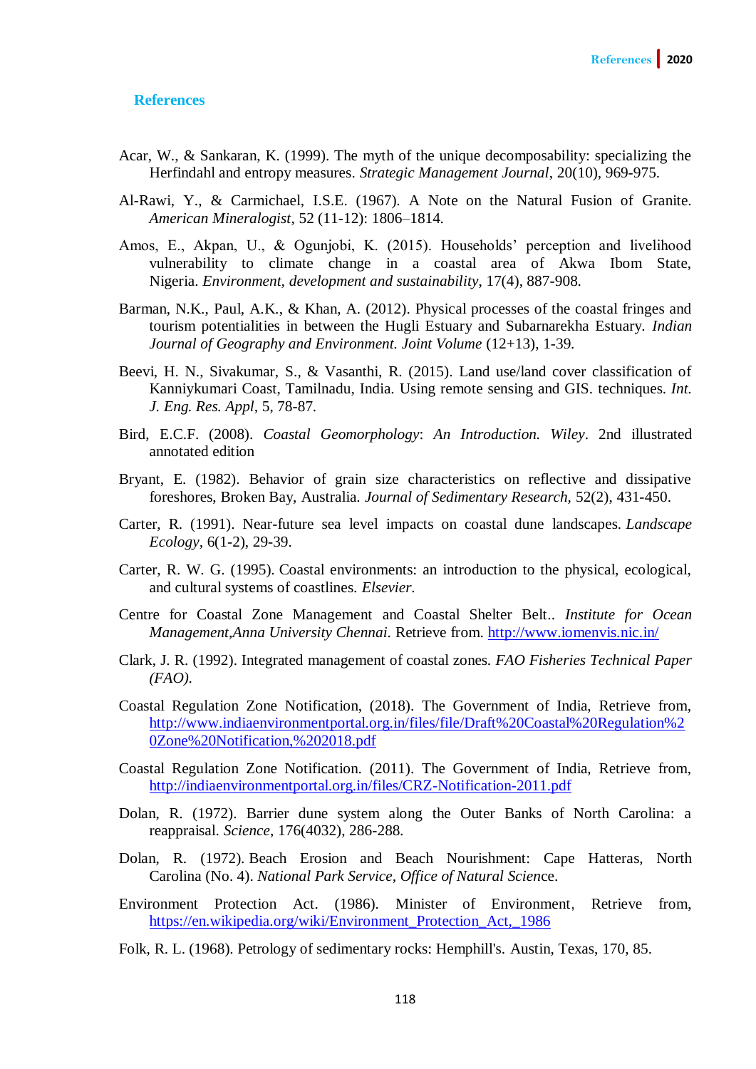## References

Acar, W., & Sankaran, K. (1999). The myth of the unique decomposability: specializing the Herfindahl and entropy measures. *Strategic Management Journal*, 20(10), 969-975.

Al-Rawi, Y., & Carmichael, I.S.E. (1967). A Note on the Natural Fusion of Granite. *American Mineralogist*, 52 (11-12): 1806–1814.

Amos, E., Akpan, U., & Ogunjobi, K. (2015). Households' perception and livelihood vulnerability to climate change in a coastal area of Akwa Ibom State, Nigeria. *Environment, development and sustainability*, 17(4), 887-908.

Barman, N.K., Paul, A.K., & Khan, A. (2012). Physical processes of the coastal fringes and tourism potentialities in between the Hugli Estuary and Subarnarekha Estuary. *Indian Journal of Geography and Environment. Joint Volume* (12+13), 1-39.

Beevi, H. N., Sivakumar, S., & Vasanthi, R. (2015). Land use/land cover classification of Kanniykumari Coast, Tamilnadu, India. Using remote sensing and GIS. techniques. *Int. J. Eng. Res. Appl*, 5, 78-87.

Bird, E.C.F. (2008). *Coastal Geomorphology*: *An Introduction. Wiley*. 2nd illustrated annotated edition

Bryant, E. (1982). Behavior of grain size characteristics on reflective and dissipative foreshores, Broken Bay, Australia. *Journal of Sedimentary Research*, 52(2), 431-450.

Carter, R. (1991). Near-future sea level impacts on coastal dune landscapes. *Landscape Ecology*, 6(1-2), 29-39.

Carter, R. W. G. (1995). Coastal environments: an introduction to the physical, ecological, and cultural systems of coastlines. *Elsevier.*

Centre for Coastal Zone Management and Coastal Shelter Belt.. *Institute for Ocean Management,Anna University Chennai.* Retrieve from. http://www.iomenvis.nic.in/

Clark, J. R. (1992). Integrated management of coastal zones. *FAO Fisheries Technical Paper (FAO).*

Coastal Regulation Zone Notification, (2018). The Government of India, Retrieve from, http://www.indiaenvironmentportal.org.in/files/file/Draft%20Coastal%20Regulation%20Zone%20Notification,%202018.pdf

Coastal Regulation Zone Notification. (2011). The Government of India, Retrieve from, http://indiaenvironmentportal.org.in/files/CRZ-Notification-2011.pdf

Dolan, R. (1972). Barrier dune system along the Outer Banks of North Carolina: a reappraisal. *Science*, 176(4032), 286-288.

Dolan, R. (1972). Beach Erosion and Beach Nourishment: Cape Hatteras, North Carolina (No. 4). *National Park Service, Office of Natural Scien*ce.

Environment Protection Act. (1986). Minister of Environment, Retrieve from, https://en.wikipedia.org/wiki/Environment_Protection_Act,_1986

Folk, R. L. (1968). Petrology of sedimentary rocks: Hemphill's. Austin, Texas, 170, 85.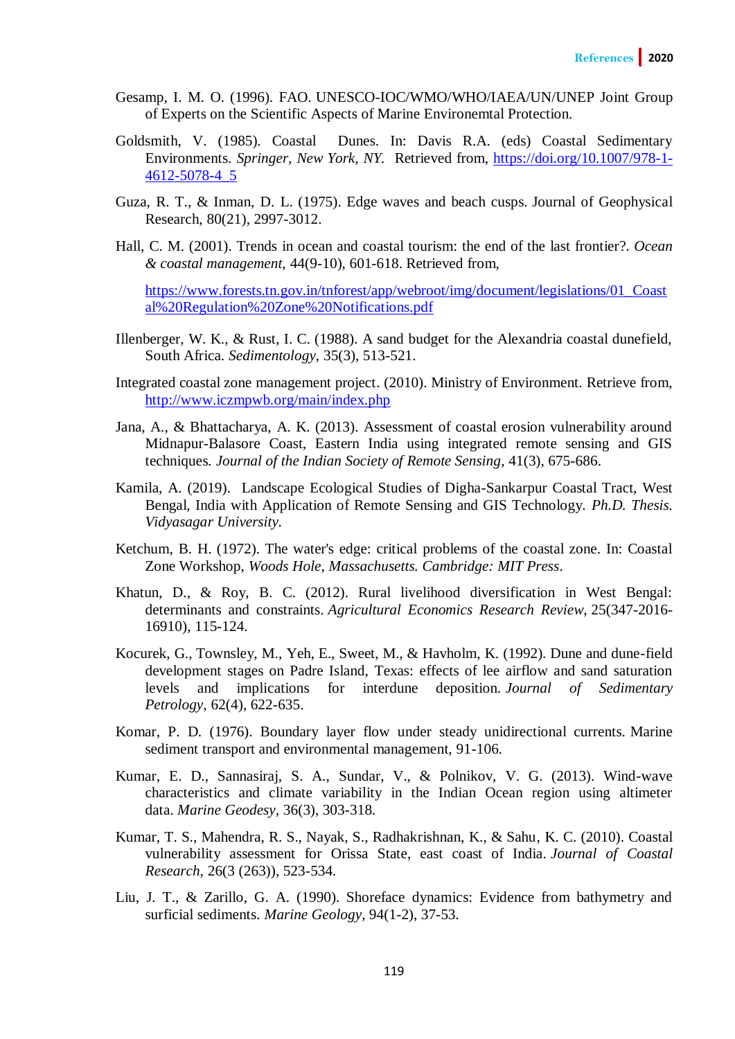Gesamp, I. M. O. (1996). FAO. UNESCO-IOC/WMO/WHO/IAEA/UN/UNEP Joint Group of Experts on the Scientific Aspects of Marine Environemtal Protection.

Goldsmith, V. (1985). Coastal Dunes. In: Davis R.A. (eds) Coastal Sedimentary Environments. *Springer, New York, NY.* Retrieved from, https://doi.org/10.1007/978-1-4612-5078-4_5

Guza, R. T., & Inman, D. L. (1975). Edge waves and beach cusps. Journal of Geophysical Research, 80(21), 2997-3012.

Hall, C. M. (2001). Trends in ocean and coastal tourism: the end of the last frontier?. *Ocean & coastal management*, 44(9-10), 601-618. Retrieved from,

https://www.forests.tn.gov.in/tnforest/app/webroot/img/document/legislations/01_Coastal%20Regulation%20Zone%20Notifications.pdf

Illenberger, W. K., & Rust, I. C. (1988). A sand budget for the Alexandria coastal dunefield, South Africa. *Sedimentology*, 35(3), 513-521.

Integrated coastal zone management project. (2010). Ministry of Environment. Retrieve from, http://www.iczmpwb.org/main/index.php

Jana, A., & Bhattacharya, A. K. (2013). Assessment of coastal erosion vulnerability around Midnapur-Balasore Coast, Eastern India using integrated remote sensing and GIS techniques. *Journal of the Indian Society of Remote Sensing*, 41(3), 675-686.

Kamila, A. (2019). Landscape Ecological Studies of Digha-Sankarpur Coastal Tract, West Bengal, India with Application of Remote Sensing and GIS Technology. *Ph.D. Thesis. Vidyasagar University.*

Ketchum, B. H. (1972). The water's edge: critical problems of the coastal zone. In: Coastal Zone Workshop, *Woods Hole, Massachusetts. Cambridge: MIT Press*.

Khatun, D., & Roy, B. C. (2012). Rural livelihood diversification in West Bengal: determinants and constraints. *Agricultural Economics Research Review*, 25(347-2016-16910), 115-124.

Kocurek, G., Townsley, M., Yeh, E., Sweet, M., & Havholm, K. (1992). Dune and dune-field development stages on Padre Island, Texas: effects of lee airflow and sand saturation levels and implications for interdune deposition. *Journal of Sedimentary Petrology*, 62(4), 622-635.

Komar, P. D. (1976). Boundary layer flow under steady unidirectional currents. Marine sediment transport and environmental management, 91-106.

Kumar, E. D., Sannasiraj, S. A., Sundar, V., & Polnikov, V. G. (2013). Wind-wave characteristics and climate variability in the Indian Ocean region using altimeter data. *Marine Geodesy*, 36(3), 303-318.

Kumar, T. S., Mahendra, R. S., Nayak, S., Radhakrishnan, K., & Sahu, K. C. (2010). Coastal vulnerability assessment for Orissa State, east coast of India. *Journal of Coastal Research*, 26(3 (263)), 523-534.

Liu, J. T., & Zarillo, G. A. (1990). Shoreface dynamics: Evidence from bathymetry and surficial sediments. *Marine Geology*, 94(1-2), 37-53.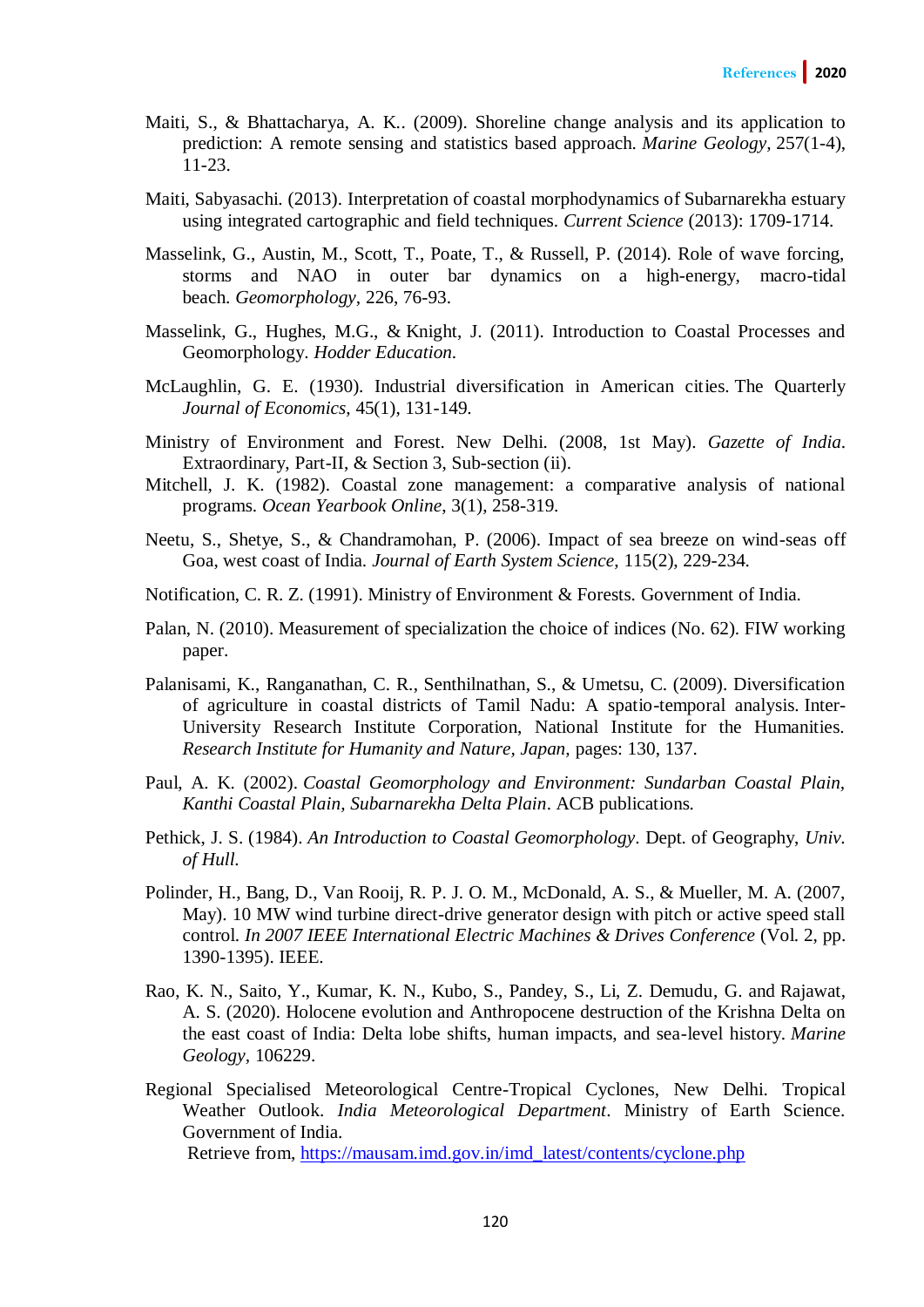Maiti, S., & Bhattacharya, A. K.. (2009). Shoreline change analysis and its application to prediction: A remote sensing and statistics based approach. *Marine Geology*, 257(1-4), 11-23.

Maiti, Sabyasachi. (2013). Interpretation of coastal morphodynamics of Subarnarekha estuary using integrated cartographic and field techniques. *Current Science* (2013): 1709-1714.

Masselink, G., Austin, M., Scott, T., Poate, T., & Russell, P. (2014). Role of wave forcing, storms and NAO in outer bar dynamics on a high-energy, macro-tidal beach. *Geomorphology*, 226, 76-93.

Masselink, G., Hughes, M.G., & Knight, J. (2011). Introduction to Coastal Processes and Geomorphology. *Hodder Education*.

McLaughlin, G. E. (1930). Industrial diversification in American cities. The Quarterly *Journal of Economics*, 45(1), 131-149.

Ministry of Environment and Forest. New Delhi. (2008, 1st May). *Gazette of India*. Extraordinary, Part-II, & Section 3, Sub-section (ii).

Mitchell, J. K. (1982). Coastal zone management: a comparative analysis of national programs. *Ocean Yearbook Online*, 3(1), 258-319.

Neetu, S., Shetye, S., & Chandramohan, P. (2006). Impact of sea breeze on wind-seas off Goa, west coast of India. *Journal of Earth System Science*, 115(2), 229-234.

Notification, C. R. Z. (1991). Ministry of Environment & Forests. Government of India.

Palan, N. (2010). Measurement of specialization the choice of indices (No. 62). FIW working paper.

Palanisami, K., Ranganathan, C. R., Senthilnathan, S., & Umetsu, C. (2009). Diversification of agriculture in coastal districts of Tamil Nadu: A spatio-temporal analysis. Inter-University Research Institute Corporation, National Institute for the Humanities. *Research Institute for Humanity and Nature, Japan*, pages: 130, 137.

Paul, A. K. (2002). *Coastal Geomorphology and Environment: Sundarban Coastal Plain, Kanthi Coastal Plain, Subarnarekha Delta Plain*. ACB publications.

Pethick, J. S. (1984). *An Introduction to Coastal Geomorphology*. Dept. of Geography, *Univ. of Hull.*

Polinder, H., Bang, D., Van Rooij, R. P. J. O. M., McDonald, A. S., & Mueller, M. A. (2007, May). 10 MW wind turbine direct-drive generator design with pitch or active speed stall control. *In 2007 IEEE International Electric Machines & Drives Conference* (Vol. 2, pp. 1390-1395). IEEE.

Rao, K. N., Saito, Y., Kumar, K. N., Kubo, S., Pandey, S., Li, Z. Demudu, G. and Rajawat, A. S. (2020). Holocene evolution and Anthropocene destruction of the Krishna Delta on the east coast of India: Delta lobe shifts, human impacts, and sea-level history. *Marine Geology*, 106229.

Regional Specialised Meteorological Centre-Tropical Cyclones, New Delhi. Tropical Weather Outlook. *India Meteorological Department*. Ministry of Earth Science. Government of India.
Retrieve from, https://mausam.imd.gov.in/imd_latest/contents/cyclone.php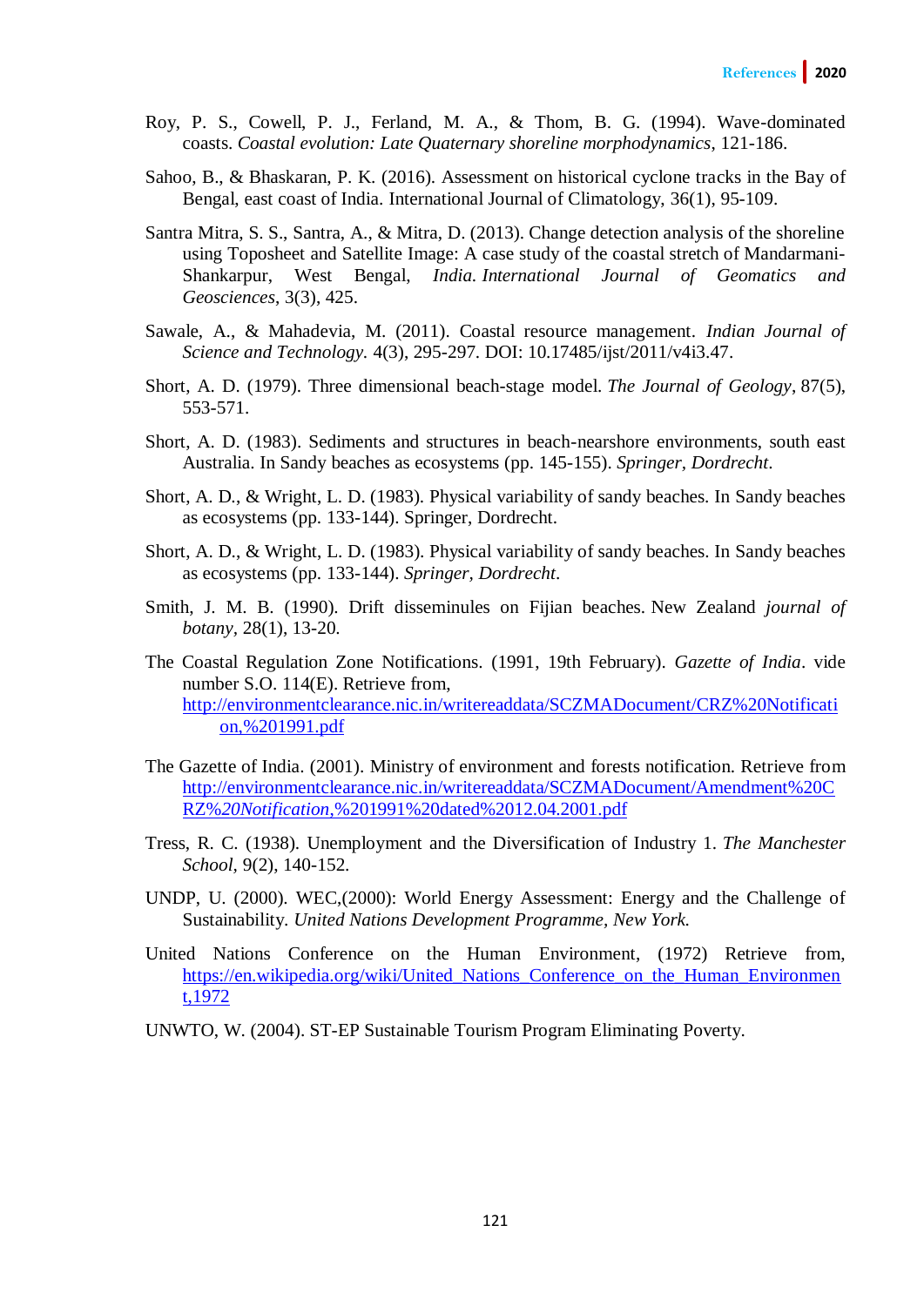Roy, P. S., Cowell, P. J., Ferland, M. A., & Thom, B. G. (1994). Wave-dominated coasts. *Coastal evolution: Late Quaternary shoreline morphodynamics*, 121-186.

Sahoo, B., & Bhaskaran, P. K. (2016). Assessment on historical cyclone tracks in the Bay of Bengal, east coast of India. International Journal of Climatology, 36(1), 95-109.

Santra Mitra, S. S., Santra, A., & Mitra, D. (2013). Change detection analysis of the shoreline using Toposheet and Satellite Image: A case study of the coastal stretch of Mandarmani-Shankarpur, West Bengal, *India. International Journal of Geomatics and Geosciences*, 3(3), 425.

Sawale, A., & Mahadevia, M. (2011). Coastal resource management. *Indian Journal of Science and Technology.* 4(3), 295-297. DOI: 10.17485/ijst/2011/v4i3.47.

Short, A. D. (1979). Three dimensional beach-stage model. *The Journal of Geology*, 87(5), 553-571.

Short, A. D. (1983). Sediments and structures in beach-nearshore environments, south east Australia. In Sandy beaches as ecosystems (pp. 145-155). *Springer, Dordrecht*.

Short, A. D., & Wright, L. D. (1983). Physical variability of sandy beaches. In Sandy beaches as ecosystems (pp. 133-144). Springer, Dordrecht.

Short, A. D., & Wright, L. D. (1983). Physical variability of sandy beaches. In Sandy beaches as ecosystems (pp. 133-144). *Springer, Dordrecht*.

Smith, J. M. B. (1990). Drift disseminules on Fijian beaches. New Zealand *journal of botany*, 28(1), 13-20.

The Coastal Regulation Zone Notifications. (1991, 19th February). *Gazette of India*. vide number S.O. 114(E). Retrieve from, http://environmentclearance.nic.in/writereaddata/SCZMADocument/CRZ%20Notification,%201991.pdf

The Gazette of India. (2001). Ministry of environment and forests notification. Retrieve from http://environmentclearance.nic.in/writereaddata/SCZMADocument/Amendment%20CRZ%20Notification,%201991%20dated%2012.04.2001.pdf

Tress, R. C. (1938). Unemployment and the Diversification of Industry 1. *The Manchester School*, 9(2), 140-152.

UNDP, U. (2000). WEC,(2000): World Energy Assessment: Energy and the Challenge of Sustainability. *United Nations Development Programme, New York.*

United Nations Conference on the Human Environment, (1972) Retrieve from, https://en.wikipedia.org/wiki/United_Nations_Conference_on_the_Human_Environment,1972

UNWTO, W. (2004). ST-EP Sustainable Tourism Program Eliminating Poverty.